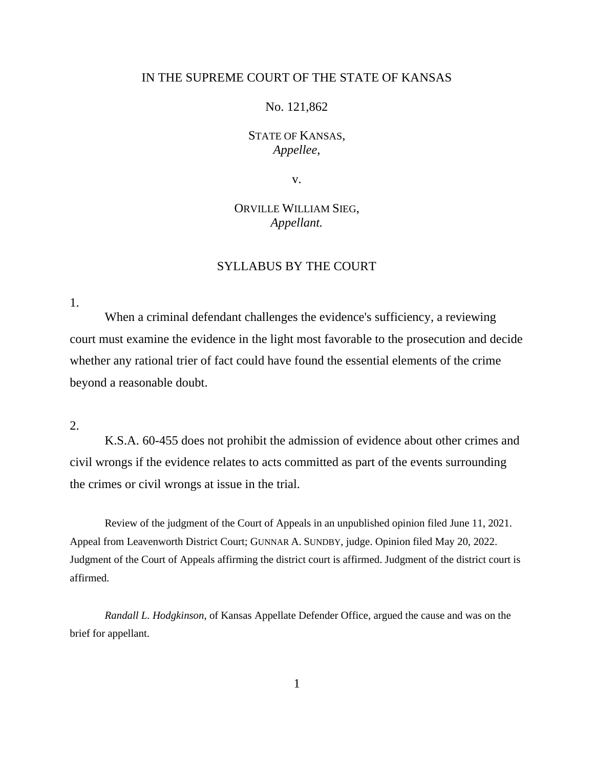IN THE SUPREME COURT OF THE STATE OF KANSAS

No. 121,862

STATE OF KANSAS,
*Appellee*,

v.

ORVILLE WILLIAM SIEG,
*Appellant.*

## SYLLABUS BY THE COURT

1.

When a criminal defendant challenges the evidence's sufficiency, a reviewing court must examine the evidence in the light most favorable to the prosecution and decide whether any rational trier of fact could have found the essential elements of the crime beyond a reasonable doubt.

2.

K.S.A. 60-455 does not prohibit the admission of evidence about other crimes and civil wrongs if the evidence relates to acts committed as part of the events surrounding the crimes or civil wrongs at issue in the trial.

Review of the judgment of the Court of Appeals in an unpublished opinion filed June 11, 2021. Appeal from Leavenworth District Court; GUNNAR A. SUNDBY, judge. Opinion filed May 20, 2022. Judgment of the Court of Appeals affirming the district court is affirmed. Judgment of the district court is affirmed.

*Randall L. Hodgkinson*, of Kansas Appellate Defender Office, argued the cause and was on the brief for appellant.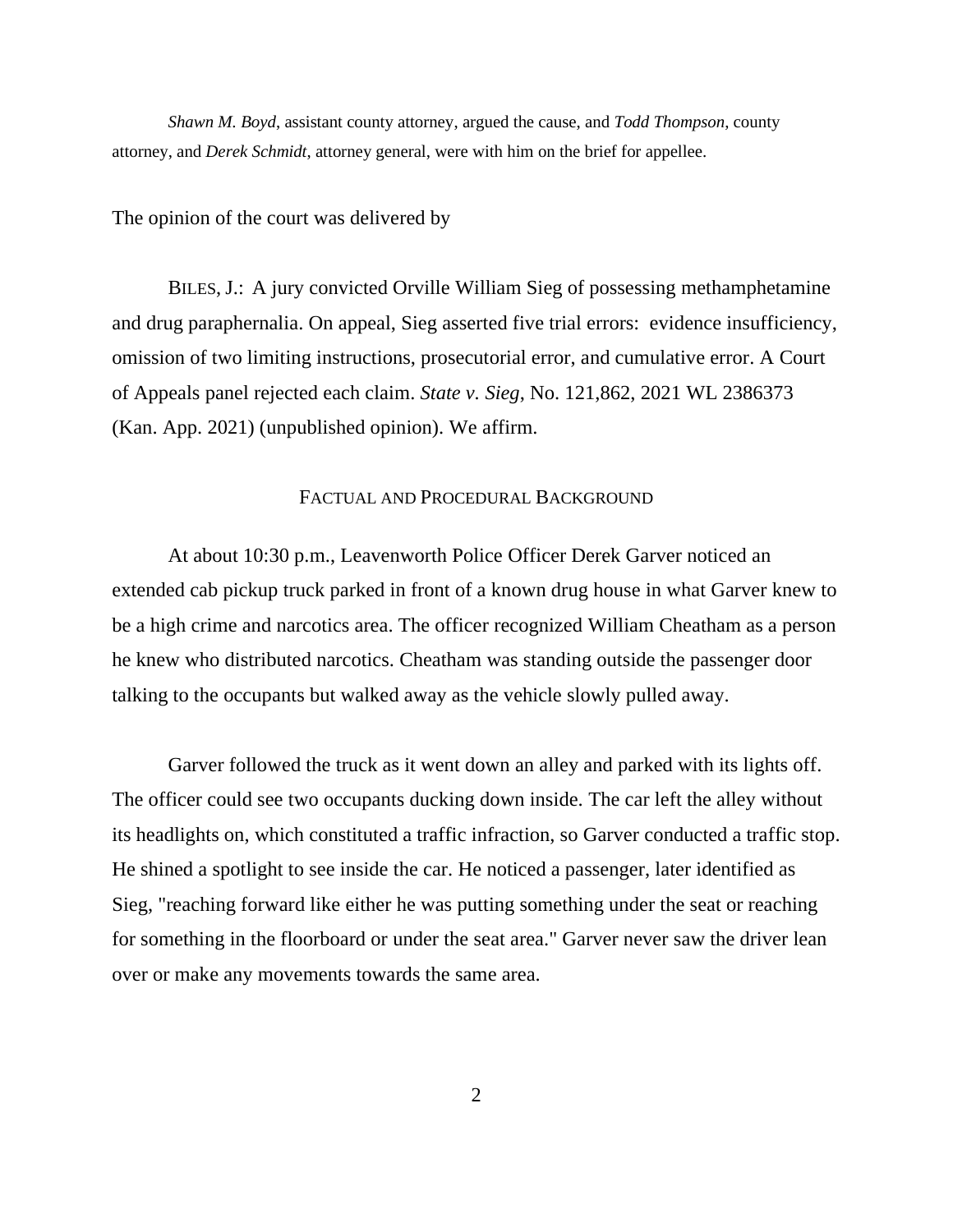*Shawn M. Boyd*, assistant county attorney, argued the cause, and *Todd Thompson*, county attorney, and *Derek Schmidt*, attorney general, were with him on the brief for appellee.

The opinion of the court was delivered by

BILES, J.: A jury convicted Orville William Sieg of possessing methamphetamine and drug paraphernalia. On appeal, Sieg asserted five trial errors: evidence insufficiency, omission of two limiting instructions, prosecutorial error, and cumulative error. A Court of Appeals panel rejected each claim. *State v. Sieg*, No. 121,862, 2021 WL 2386373 (Kan. App. 2021) (unpublished opinion). We affirm.

## FACTUAL AND PROCEDURAL BACKGROUND

At about 10:30 p.m., Leavenworth Police Officer Derek Garver noticed an extended cab pickup truck parked in front of a known drug house in what Garver knew to be a high crime and narcotics area. The officer recognized William Cheatham as a person he knew who distributed narcotics. Cheatham was standing outside the passenger door talking to the occupants but walked away as the vehicle slowly pulled away.

Garver followed the truck as it went down an alley and parked with its lights off. The officer could see two occupants ducking down inside. The car left the alley without its headlights on, which constituted a traffic infraction, so Garver conducted a traffic stop. He shined a spotlight to see inside the car. He noticed a passenger, later identified as Sieg, "reaching forward like either he was putting something under the seat or reaching for something in the floorboard or under the seat area." Garver never saw the driver lean over or make any movements towards the same area.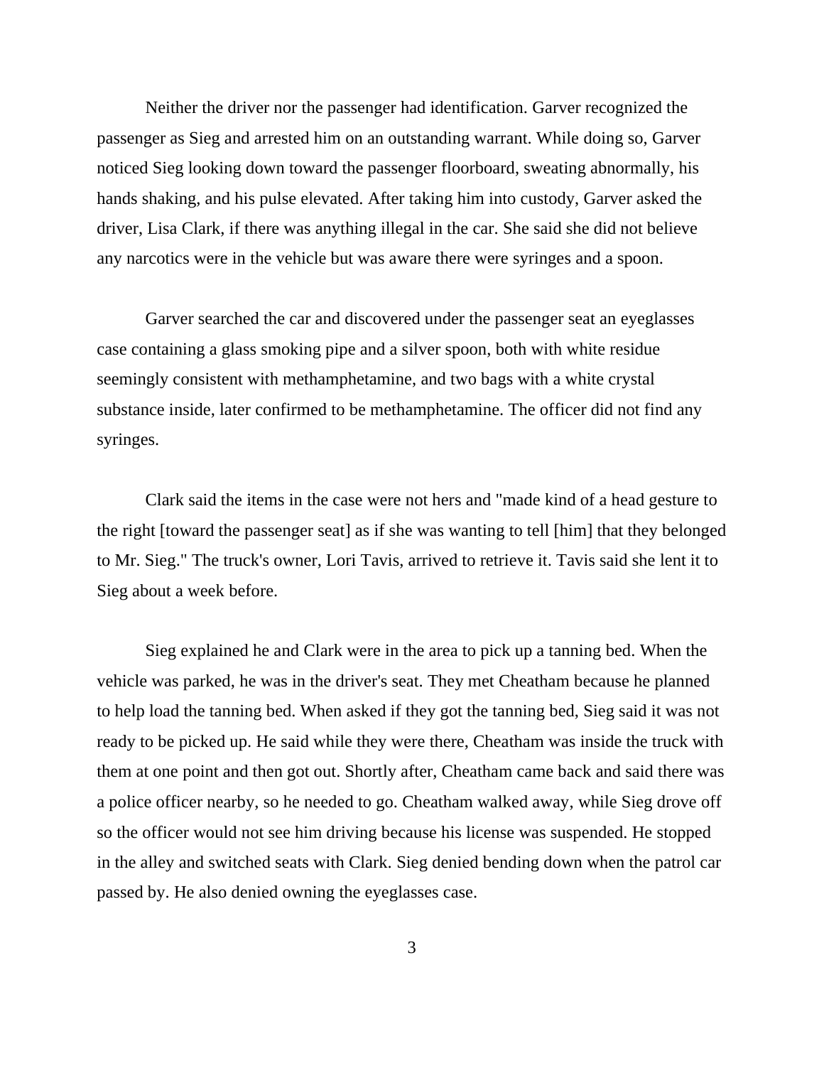Neither the driver nor the passenger had identification. Garver recognized the passenger as Sieg and arrested him on an outstanding warrant. While doing so, Garver noticed Sieg looking down toward the passenger floorboard, sweating abnormally, his hands shaking, and his pulse elevated. After taking him into custody, Garver asked the driver, Lisa Clark, if there was anything illegal in the car. She said she did not believe any narcotics were in the vehicle but was aware there were syringes and a spoon.

Garver searched the car and discovered under the passenger seat an eyeglasses case containing a glass smoking pipe and a silver spoon, both with white residue seemingly consistent with methamphetamine, and two bags with a white crystal substance inside, later confirmed to be methamphetamine. The officer did not find any syringes.

Clark said the items in the case were not hers and "made kind of a head gesture to the right [toward the passenger seat] as if she was wanting to tell [him] that they belonged to Mr. Sieg." The truck's owner, Lori Tavis, arrived to retrieve it. Tavis said she lent it to Sieg about a week before.

Sieg explained he and Clark were in the area to pick up a tanning bed. When the vehicle was parked, he was in the driver's seat. They met Cheatham because he planned to help load the tanning bed. When asked if they got the tanning bed, Sieg said it was not ready to be picked up. He said while they were there, Cheatham was inside the truck with them at one point and then got out. Shortly after, Cheatham came back and said there was a police officer nearby, so he needed to go. Cheatham walked away, while Sieg drove off so the officer would not see him driving because his license was suspended. He stopped in the alley and switched seats with Clark. Sieg denied bending down when the patrol car passed by. He also denied owning the eyeglasses case.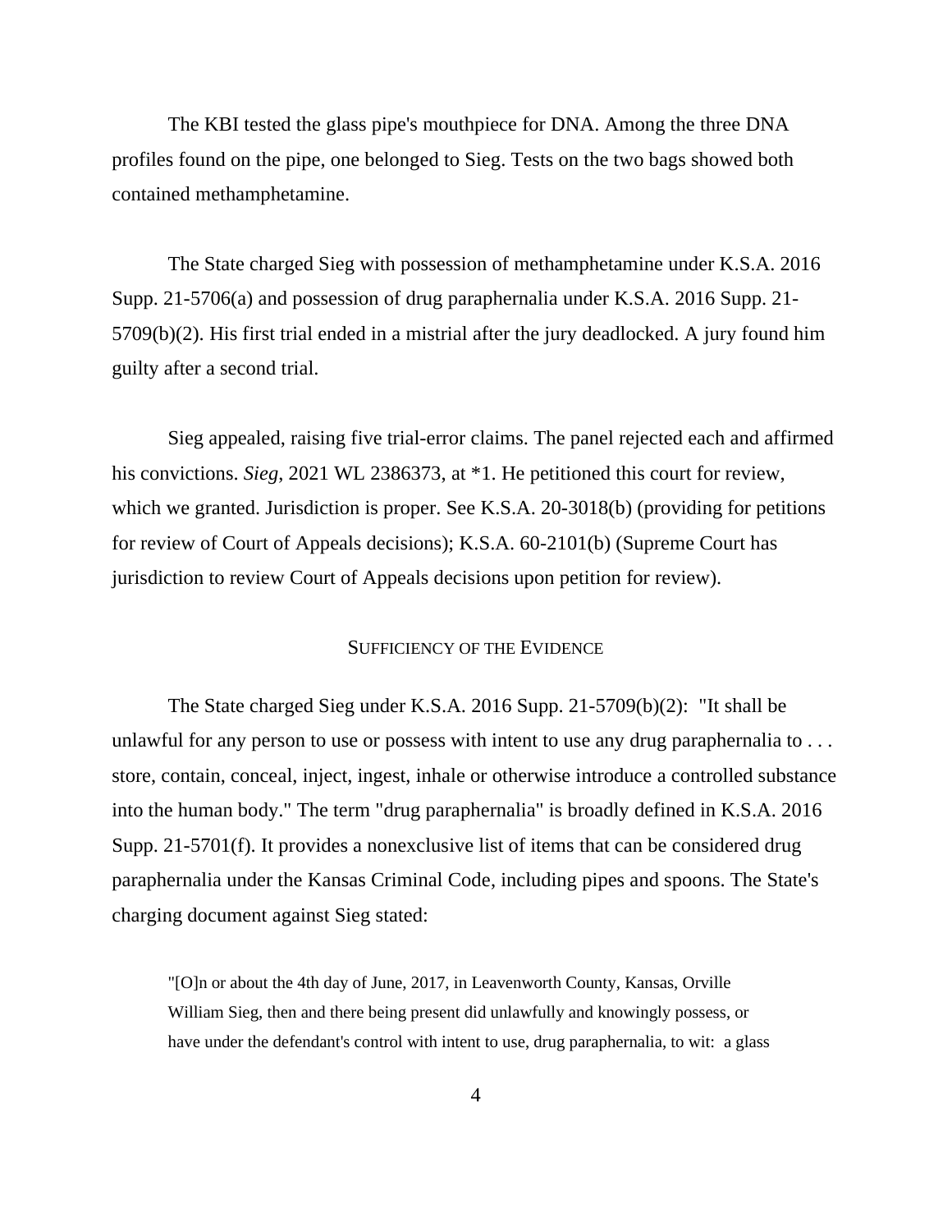The KBI tested the glass pipe's mouthpiece for DNA. Among the three DNA profiles found on the pipe, one belonged to Sieg. Tests on the two bags showed both contained methamphetamine.

The State charged Sieg with possession of methamphetamine under K.S.A. 2016 Supp. 21-5706(a) and possession of drug paraphernalia under K.S.A. 2016 Supp. 21-5709(b)(2). His first trial ended in a mistrial after the jury deadlocked. A jury found him guilty after a second trial.

Sieg appealed, raising five trial-error claims. The panel rejected each and affirmed his convictions. *Sieg*, 2021 WL 2386373, at *1. He petitioned this court for review, which we granted. Jurisdiction is proper. See K.S.A. 20-3018(b) (providing for petitions for review of Court of Appeals decisions); K.S.A. 60-2101(b) (Supreme Court has jurisdiction to review Court of Appeals decisions upon petition for review).

## SUFFICIENCY OF THE EVIDENCE

The State charged Sieg under K.S.A. 2016 Supp. 21-5709(b)(2): "It shall be unlawful for any person to use or possess with intent to use any drug paraphernalia to . . . store, contain, conceal, inject, ingest, inhale or otherwise introduce a controlled substance into the human body." The term "drug paraphernalia" is broadly defined in K.S.A. 2016 Supp. 21-5701(f). It provides a nonexclusive list of items that can be considered drug paraphernalia under the Kansas Criminal Code, including pipes and spoons. The State's charging document against Sieg stated:

> "[O]n or about the 4th day of June, 2017, in Leavenworth County, Kansas, Orville William Sieg, then and there being present did unlawfully and knowingly possess, or have under the defendant's control with intent to use, drug paraphernalia, to wit: a glass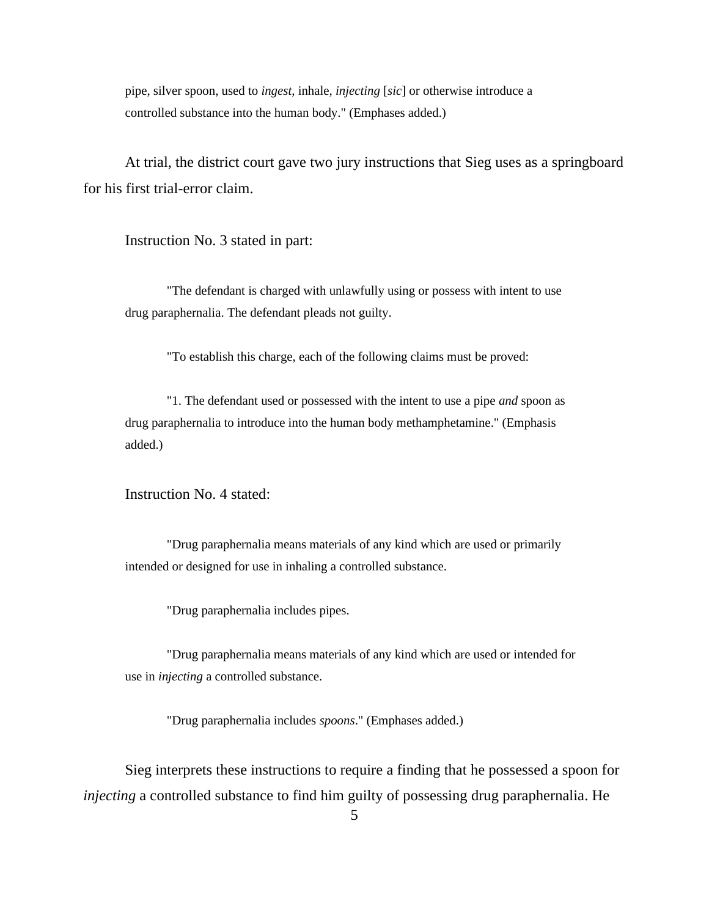> pipe, silver spoon, used to *ingest*, inhale, *injecting* [*sic*] or otherwise introduce a controlled substance into the human body." (Emphases added.)

At trial, the district court gave two jury instructions that Sieg uses as a springboard for his first trial-error claim.

Instruction No. 3 stated in part:

> "The defendant is charged with unlawfully using or possess with intent to use drug paraphernalia. The defendant pleads not guilty.
>
> "To establish this charge, each of the following claims must be proved:
>
> "1. The defendant used or possessed with the intent to use a pipe *and* spoon as drug paraphernalia to introduce into the human body methamphetamine." (Emphasis added.)

Instruction No. 4 stated:

> "Drug paraphernalia means materials of any kind which are used or primarily intended or designed for use in inhaling a controlled substance.
>
> "Drug paraphernalia includes pipes.
>
> "Drug paraphernalia means materials of any kind which are used or intended for use in *injecting* a controlled substance.
>
> "Drug paraphernalia includes *spoons*." (Emphases added.)

Sieg interprets these instructions to require a finding that he possessed a spoon for *injecting* a controlled substance to find him guilty of possessing drug paraphernalia. He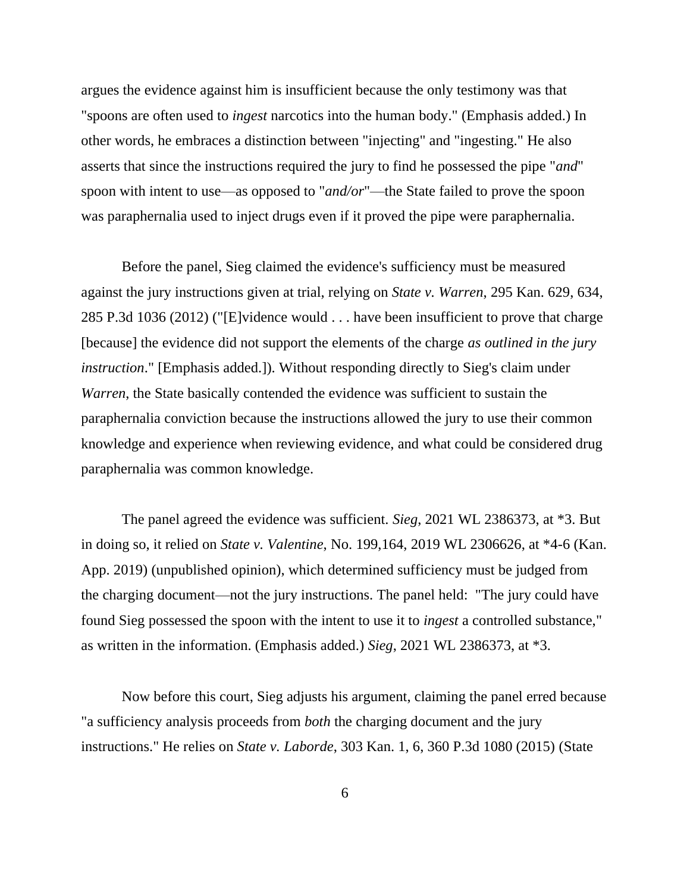argues the evidence against him is insufficient because the only testimony was that "spoons are often used to *ingest* narcotics into the human body." (Emphasis added.) In other words, he embraces a distinction between "injecting" and "ingesting." He also asserts that since the instructions required the jury to find he possessed the pipe "*and*" spoon with intent to use—as opposed to "*and/or*"—the State failed to prove the spoon was paraphernalia used to inject drugs even if it proved the pipe were paraphernalia.

Before the panel, Sieg claimed the evidence's sufficiency must be measured against the jury instructions given at trial, relying on *State v. Warren*, 295 Kan. 629, 634, 285 P.3d 1036 (2012) ("[E]vidence would . . . have been insufficient to prove that charge [because] the evidence did not support the elements of the charge *as outlined in the jury instruction*." [Emphasis added.]). Without responding directly to Sieg's claim under *Warren*, the State basically contended the evidence was sufficient to sustain the paraphernalia conviction because the instructions allowed the jury to use their common knowledge and experience when reviewing evidence, and what could be considered drug paraphernalia was common knowledge.

The panel agreed the evidence was sufficient. *Sieg*, 2021 WL 2386373, at *3. But in doing so, it relied on *State v. Valentine*, No. 199,164, 2019 WL 2306626, at *4-6 (Kan. App. 2019) (unpublished opinion), which determined sufficiency must be judged from the charging document—not the jury instructions. The panel held: "The jury could have found Sieg possessed the spoon with the intent to use it to *ingest* a controlled substance," as written in the information. (Emphasis added.) *Sieg*, 2021 WL 2386373, at *3.

Now before this court, Sieg adjusts his argument, claiming the panel erred because "a sufficiency analysis proceeds from *both* the charging document and the jury instructions." He relies on *State v. Laborde*, 303 Kan. 1, 6, 360 P.3d 1080 (2015) (State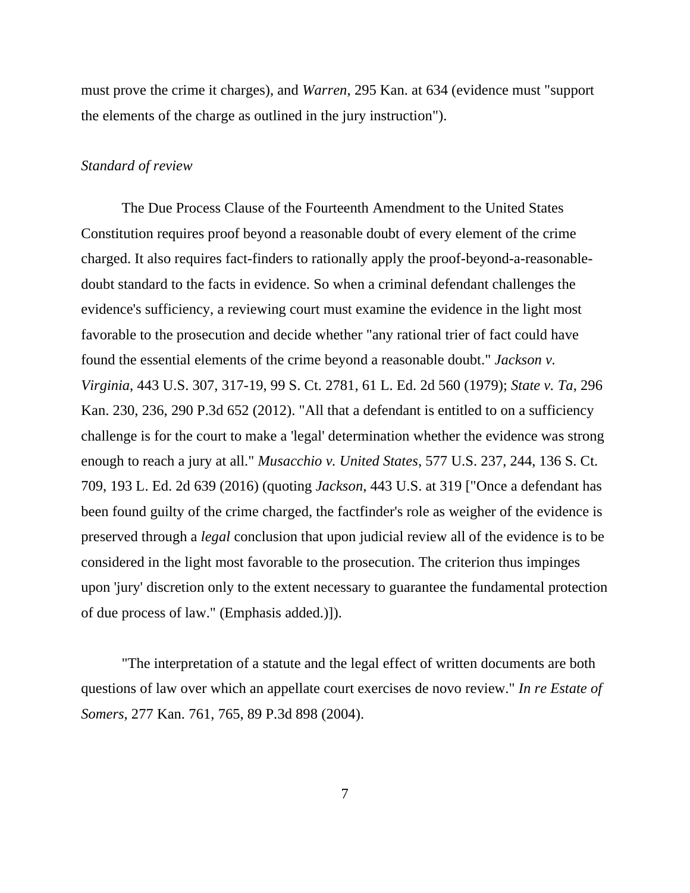must prove the crime it charges), and *Warren*, 295 Kan. at 634 (evidence must "support the elements of the charge as outlined in the jury instruction").

*Standard of review*

The Due Process Clause of the Fourteenth Amendment to the United States Constitution requires proof beyond a reasonable doubt of every element of the crime charged. It also requires fact-finders to rationally apply the proof-beyond-a-reasonable-doubt standard to the facts in evidence. So when a criminal defendant challenges the evidence's sufficiency, a reviewing court must examine the evidence in the light most favorable to the prosecution and decide whether "any rational trier of fact could have found the essential elements of the crime beyond a reasonable doubt." *Jackson v. Virginia*, 443 U.S. 307, 317-19, 99 S. Ct. 2781, 61 L. Ed. 2d 560 (1979); *State v. Ta*, 296 Kan. 230, 236, 290 P.3d 652 (2012). "All that a defendant is entitled to on a sufficiency challenge is for the court to make a 'legal' determination whether the evidence was strong enough to reach a jury at all." *Musacchio v. United States*, 577 U.S. 237, 244, 136 S. Ct. 709, 193 L. Ed. 2d 639 (2016) (quoting *Jackson*, 443 U.S. at 319 ["Once a defendant has been found guilty of the crime charged, the factfinder's role as weigher of the evidence is preserved through a *legal* conclusion that upon judicial review all of the evidence is to be considered in the light most favorable to the prosecution. The criterion thus impinges upon 'jury' discretion only to the extent necessary to guarantee the fundamental protection of due process of law." (Emphasis added.)]).

"The interpretation of a statute and the legal effect of written documents are both questions of law over which an appellate court exercises de novo review." *In re Estate of Somers*, 277 Kan. 761, 765, 89 P.3d 898 (2004).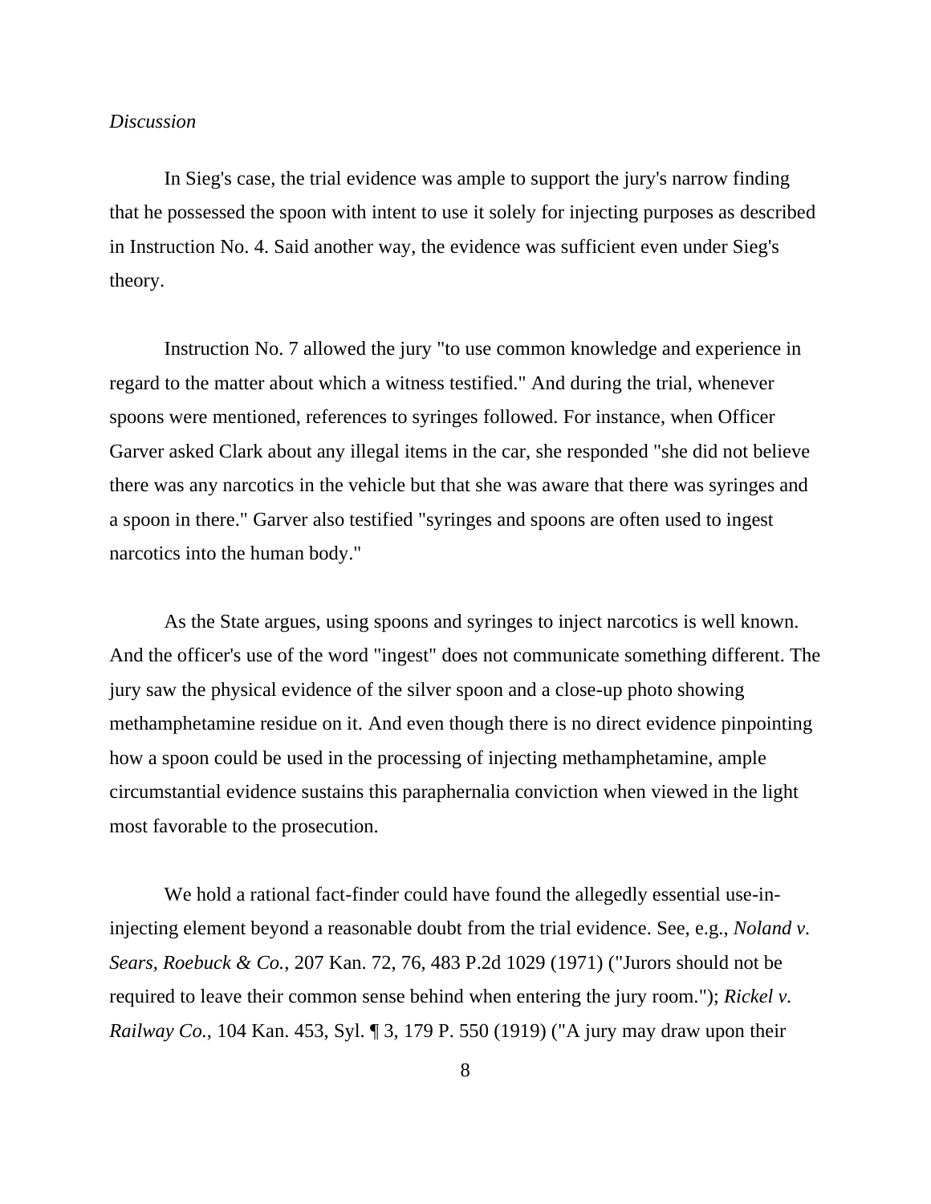*Discussion*

In Sieg's case, the trial evidence was ample to support the jury's narrow finding that he possessed the spoon with intent to use it solely for injecting purposes as described in Instruction No. 4. Said another way, the evidence was sufficient even under Sieg's theory.

Instruction No. 7 allowed the jury "to use common knowledge and experience in regard to the matter about which a witness testified." And during the trial, whenever spoons were mentioned, references to syringes followed. For instance, when Officer Garver asked Clark about any illegal items in the car, she responded "she did not believe there was any narcotics in the vehicle but that she was aware that there was syringes and a spoon in there." Garver also testified "syringes and spoons are often used to ingest narcotics into the human body."

As the State argues, using spoons and syringes to inject narcotics is well known. And the officer's use of the word "ingest" does not communicate something different. The jury saw the physical evidence of the silver spoon and a close-up photo showing methamphetamine residue on it. And even though there is no direct evidence pinpointing how a spoon could be used in the processing of injecting methamphetamine, ample circumstantial evidence sustains this paraphernalia conviction when viewed in the light most favorable to the prosecution.

We hold a rational fact-finder could have found the allegedly essential use-in-injecting element beyond a reasonable doubt from the trial evidence. See, e.g., *Noland v. Sears, Roebuck & Co.*, 207 Kan. 72, 76, 483 P.2d 1029 (1971) ("Jurors should not be required to leave their common sense behind when entering the jury room."); *Rickel v. Railway Co.*, 104 Kan. 453, Syl. ¶ 3, 179 P. 550 (1919) ("A jury may draw upon their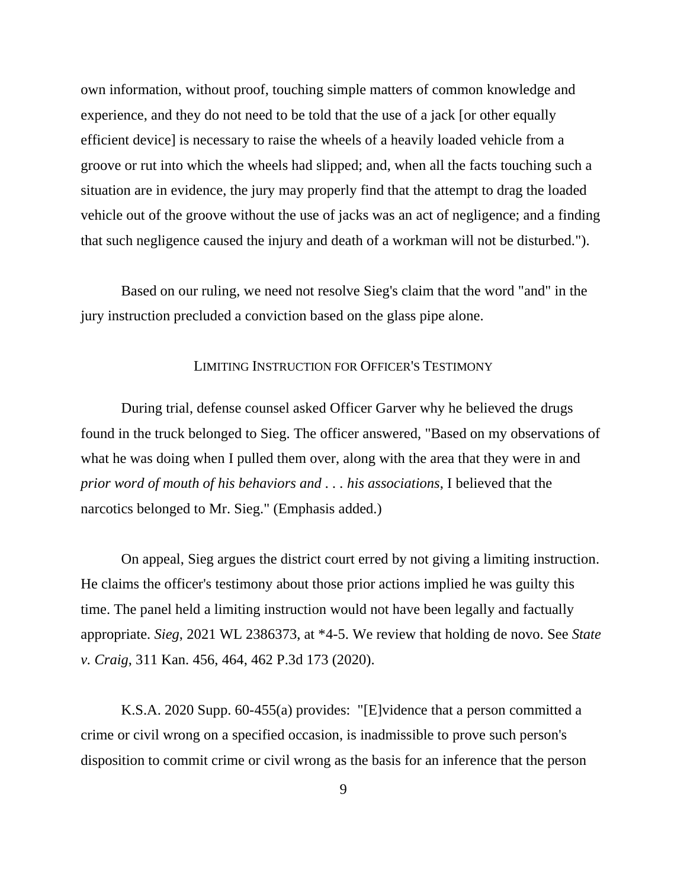own information, without proof, touching simple matters of common knowledge and experience, and they do not need to be told that the use of a jack [or other equally efficient device] is necessary to raise the wheels of a heavily loaded vehicle from a groove or rut into which the wheels had slipped; and, when all the facts touching such a situation are in evidence, the jury may properly find that the attempt to drag the loaded vehicle out of the groove without the use of jacks was an act of negligence; and a finding that such negligence caused the injury and death of a workman will not be disturbed.").

Based on our ruling, we need not resolve Sieg's claim that the word "and" in the jury instruction precluded a conviction based on the glass pipe alone.

### LIMITING INSTRUCTION FOR OFFICER'S TESTIMONY

During trial, defense counsel asked Officer Garver why he believed the drugs found in the truck belonged to Sieg. The officer answered, "Based on my observations of what he was doing when I pulled them over, along with the area that they were in and *prior word of mouth of his behaviors and . . . his associations*, I believed that the narcotics belonged to Mr. Sieg." (Emphasis added.)

On appeal, Sieg argues the district court erred by not giving a limiting instruction. He claims the officer's testimony about those prior actions implied he was guilty this time. The panel held a limiting instruction would not have been legally and factually appropriate. *Sieg*, 2021 WL 2386373, at *4-5. We review that holding de novo. See *State v. Craig*, 311 Kan. 456, 464, 462 P.3d 173 (2020).

K.S.A. 2020 Supp. 60-455(a) provides: "[E]vidence that a person committed a crime or civil wrong on a specified occasion, is inadmissible to prove such person's disposition to commit crime or civil wrong as the basis for an inference that the person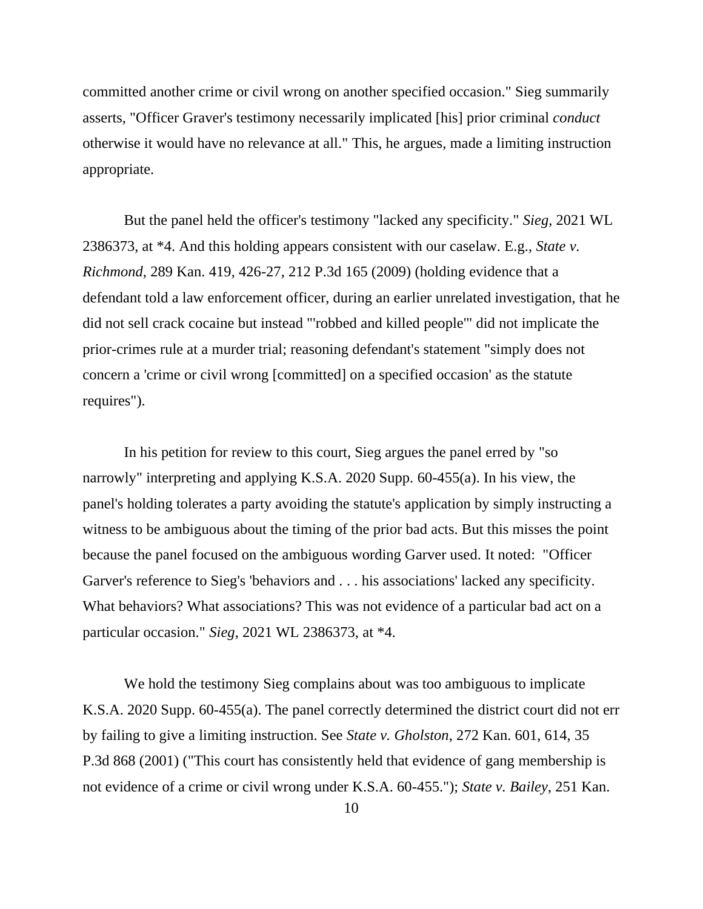committed another crime or civil wrong on another specified occasion." Sieg summarily asserts, "Officer Graver's testimony necessarily implicated [his] prior criminal *conduct* otherwise it would have no relevance at all." This, he argues, made a limiting instruction appropriate.

But the panel held the officer's testimony "lacked any specificity." *Sieg*, 2021 WL 2386373, at *4. And this holding appears consistent with our caselaw. E.g., *State v. Richmond*, 289 Kan. 419, 426-27, 212 P.3d 165 (2009) (holding evidence that a defendant told a law enforcement officer, during an earlier unrelated investigation, that he did not sell crack cocaine but instead "'robbed and killed people'" did not implicate the prior-crimes rule at a murder trial; reasoning defendant's statement "simply does not concern a 'crime or civil wrong [committed] on a specified occasion' as the statute requires").

In his petition for review to this court, Sieg argues the panel erred by "so narrowly" interpreting and applying K.S.A. 2020 Supp. 60-455(a). In his view, the panel's holding tolerates a party avoiding the statute's application by simply instructing a witness to be ambiguous about the timing of the prior bad acts. But this misses the point because the panel focused on the ambiguous wording Garver used. It noted: "Officer Garver's reference to Sieg's 'behaviors and . . . his associations' lacked any specificity. What behaviors? What associations? This was not evidence of a particular bad act on a particular occasion." *Sieg*, 2021 WL 2386373, at *4.

We hold the testimony Sieg complains about was too ambiguous to implicate K.S.A. 2020 Supp. 60-455(a). The panel correctly determined the district court did not err by failing to give a limiting instruction. See *State v. Gholston*, 272 Kan. 601, 614, 35 P.3d 868 (2001) ("This court has consistently held that evidence of gang membership is not evidence of a crime or civil wrong under K.S.A. 60-455."); *State v. Bailey*, 251 Kan.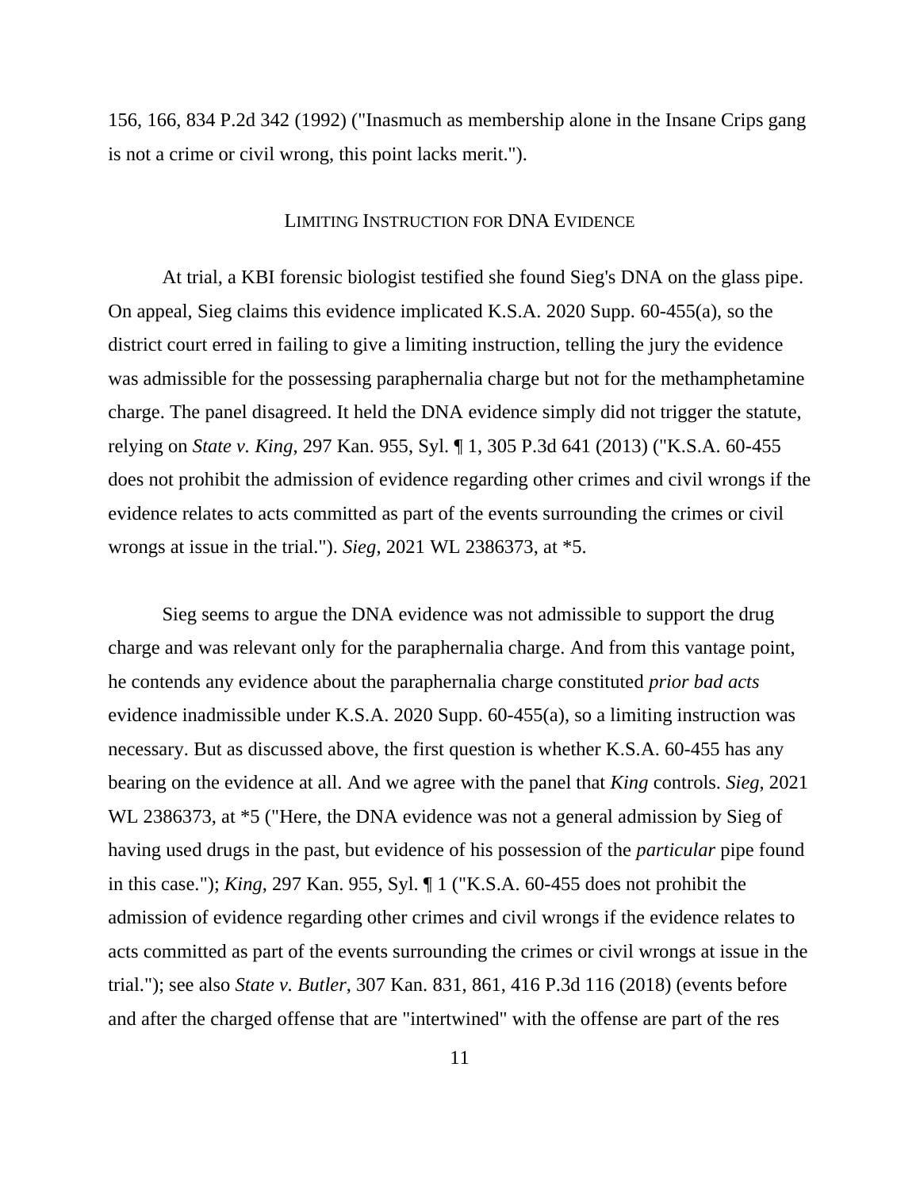156, 166, 834 P.2d 342 (1992) ("Inasmuch as membership alone in the Insane Crips gang is not a crime or civil wrong, this point lacks merit.").

## LIMITING INSTRUCTION FOR DNA EVIDENCE

At trial, a KBI forensic biologist testified she found Sieg's DNA on the glass pipe. On appeal, Sieg claims this evidence implicated K.S.A. 2020 Supp. 60-455(a), so the district court erred in failing to give a limiting instruction, telling the jury the evidence was admissible for the possessing paraphernalia charge but not for the methamphetamine charge. The panel disagreed. It held the DNA evidence simply did not trigger the statute, relying on *State v. King*, 297 Kan. 955, Syl. ¶ 1, 305 P.3d 641 (2013) ("K.S.A. 60-455 does not prohibit the admission of evidence regarding other crimes and civil wrongs if the evidence relates to acts committed as part of the events surrounding the crimes or civil wrongs at issue in the trial."). *Sieg*, 2021 WL 2386373, at *5.

Sieg seems to argue the DNA evidence was not admissible to support the drug charge and was relevant only for the paraphernalia charge. And from this vantage point, he contends any evidence about the paraphernalia charge constituted *prior bad acts* evidence inadmissible under K.S.A. 2020 Supp. 60-455(a), so a limiting instruction was necessary. But as discussed above, the first question is whether K.S.A. 60-455 has any bearing on the evidence at all. And we agree with the panel that *King* controls. *Sieg*, 2021 WL 2386373, at *5 ("Here, the DNA evidence was not a general admission by Sieg of having used drugs in the past, but evidence of his possession of the *particular* pipe found in this case."); *King*, 297 Kan. 955, Syl. ¶ 1 ("K.S.A. 60-455 does not prohibit the admission of evidence regarding other crimes and civil wrongs if the evidence relates to acts committed as part of the events surrounding the crimes or civil wrongs at issue in the trial."); see also *State v. Butler*, 307 Kan. 831, 861, 416 P.3d 116 (2018) (events before and after the charged offense that are "intertwined" with the offense are part of the res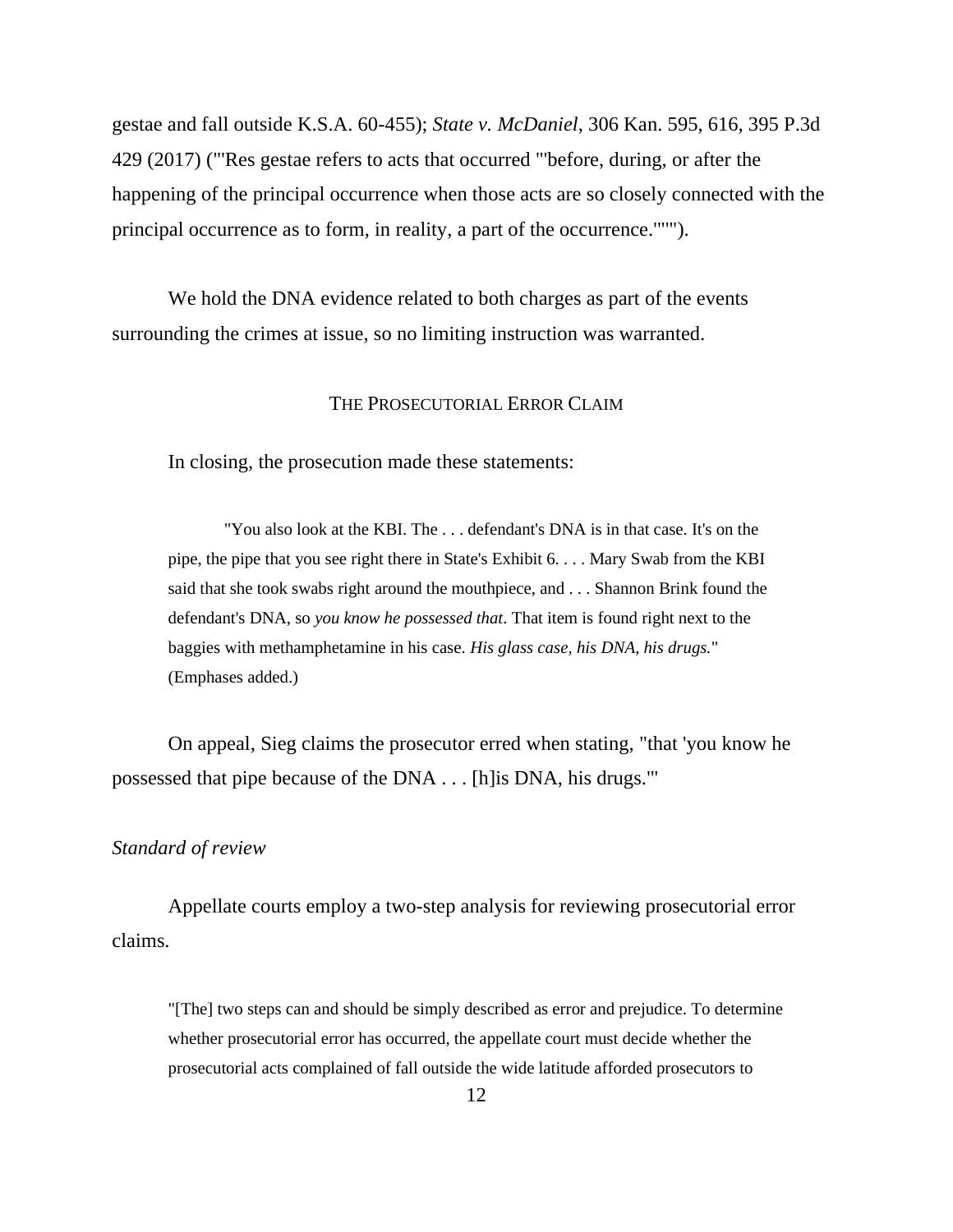gestae and fall outside K.S.A. 60-455); *State v. McDaniel*, 306 Kan. 595, 616, 395 P.3d 429 (2017) ("'Res gestae refers to acts that occurred '"before, during, or after the happening of the principal occurrence when those acts are so closely connected with the principal occurrence as to form, in reality, a part of the occurrence."'").

We hold the DNA evidence related to both charges as part of the events surrounding the crimes at issue, so no limiting instruction was warranted.

## THE PROSECUTORIAL ERROR CLAIM

In closing, the prosecution made these statements:

> "You also look at the KBI. The . . . defendant's DNA is in that case. It's on the pipe, the pipe that you see right there in State's Exhibit 6. . . . Mary Swab from the KBI said that she took swabs right around the mouthpiece, and . . . Shannon Brink found the defendant's DNA, so *you know he possessed that*. That item is found right next to the baggies with methamphetamine in his case. *His glass case, his DNA, his drugs.*" (Emphases added.)

On appeal, Sieg claims the prosecutor erred when stating, "that 'you know he possessed that pipe because of the DNA . . . [h]is DNA, his drugs.'"

### *Standard of review*

Appellate courts employ a two-step analysis for reviewing prosecutorial error claims.

> "[The] two steps can and should be simply described as error and prejudice. To determine whether prosecutorial error has occurred, the appellate court must decide whether the prosecutorial acts complained of fall outside the wide latitude afforded prosecutors to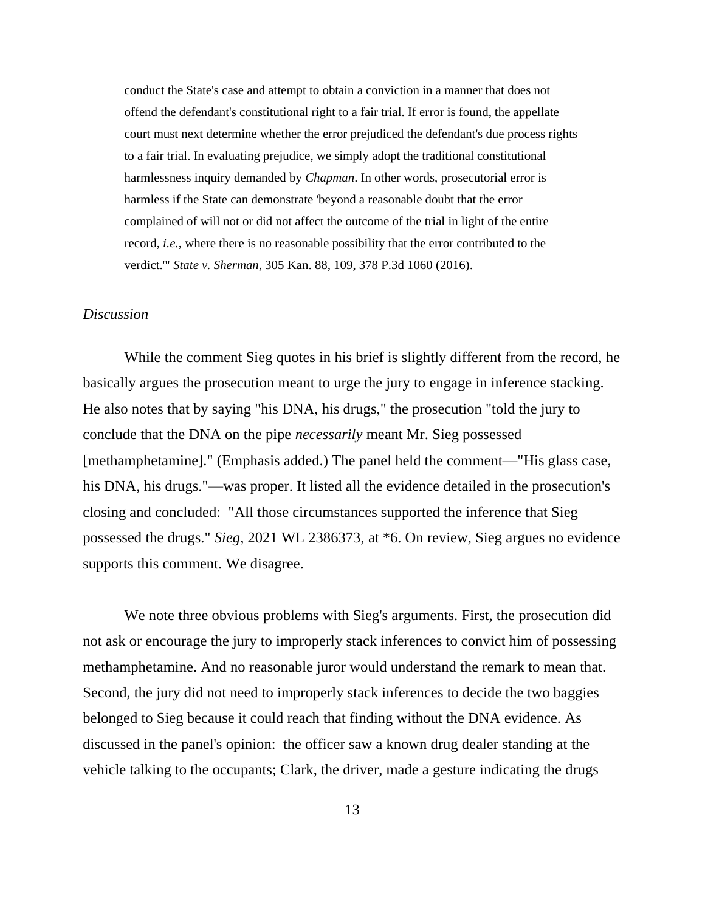> conduct the State's case and attempt to obtain a conviction in a manner that does not offend the defendant's constitutional right to a fair trial. If error is found, the appellate court must next determine whether the error prejudiced the defendant's due process rights to a fair trial. In evaluating prejudice, we simply adopt the traditional constitutional harmlessness inquiry demanded by *Chapman*. In other words, prosecutorial error is harmless if the State can demonstrate 'beyond a reasonable doubt that the error complained of will not or did not affect the outcome of the trial in light of the entire record, *i.e.*, where there is no reasonable possibility that the error contributed to the verdict.'" *State v. Sherman*, 305 Kan. 88, 109, 378 P.3d 1060 (2016).

*Discussion*

While the comment Sieg quotes in his brief is slightly different from the record, he basically argues the prosecution meant to urge the jury to engage in inference stacking. He also notes that by saying "his DNA, his drugs," the prosecution "told the jury to conclude that the DNA on the pipe *necessarily* meant Mr. Sieg possessed [methamphetamine]." (Emphasis added.) The panel held the comment—"His glass case, his DNA, his drugs."—was proper. It listed all the evidence detailed in the prosecution's closing and concluded: "All those circumstances supported the inference that Sieg possessed the drugs." *Sieg*, 2021 WL 2386373, at *6. On review, Sieg argues no evidence supports this comment. We disagree.

We note three obvious problems with Sieg's arguments. First, the prosecution did not ask or encourage the jury to improperly stack inferences to convict him of possessing methamphetamine. And no reasonable juror would understand the remark to mean that. Second, the jury did not need to improperly stack inferences to decide the two baggies belonged to Sieg because it could reach that finding without the DNA evidence. As discussed in the panel's opinion: the officer saw a known drug dealer standing at the vehicle talking to the occupants; Clark, the driver, made a gesture indicating the drugs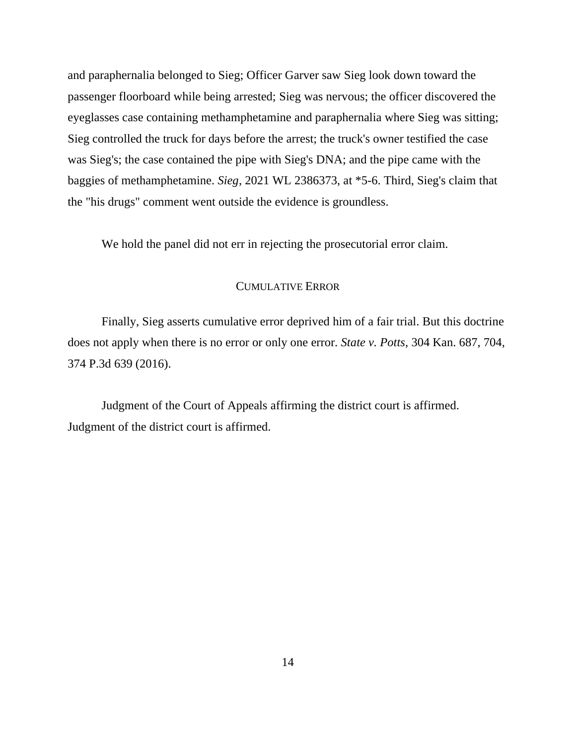and paraphernalia belonged to Sieg; Officer Garver saw Sieg look down toward the passenger floorboard while being arrested; Sieg was nervous; the officer discovered the eyeglasses case containing methamphetamine and paraphernalia where Sieg was sitting; Sieg controlled the truck for days before the arrest; the truck's owner testified the case was Sieg's; the case contained the pipe with Sieg's DNA; and the pipe came with the baggies of methamphetamine. *Sieg*, 2021 WL 2386373, at *5-6. Third, Sieg's claim that the "his drugs" comment went outside the evidence is groundless.

We hold the panel did not err in rejecting the prosecutorial error claim.

## CUMULATIVE ERROR

Finally, Sieg asserts cumulative error deprived him of a fair trial. But this doctrine does not apply when there is no error or only one error. *State v. Potts*, 304 Kan. 687, 704, 374 P.3d 639 (2016).

Judgment of the Court of Appeals affirming the district court is affirmed. Judgment of the district court is affirmed.